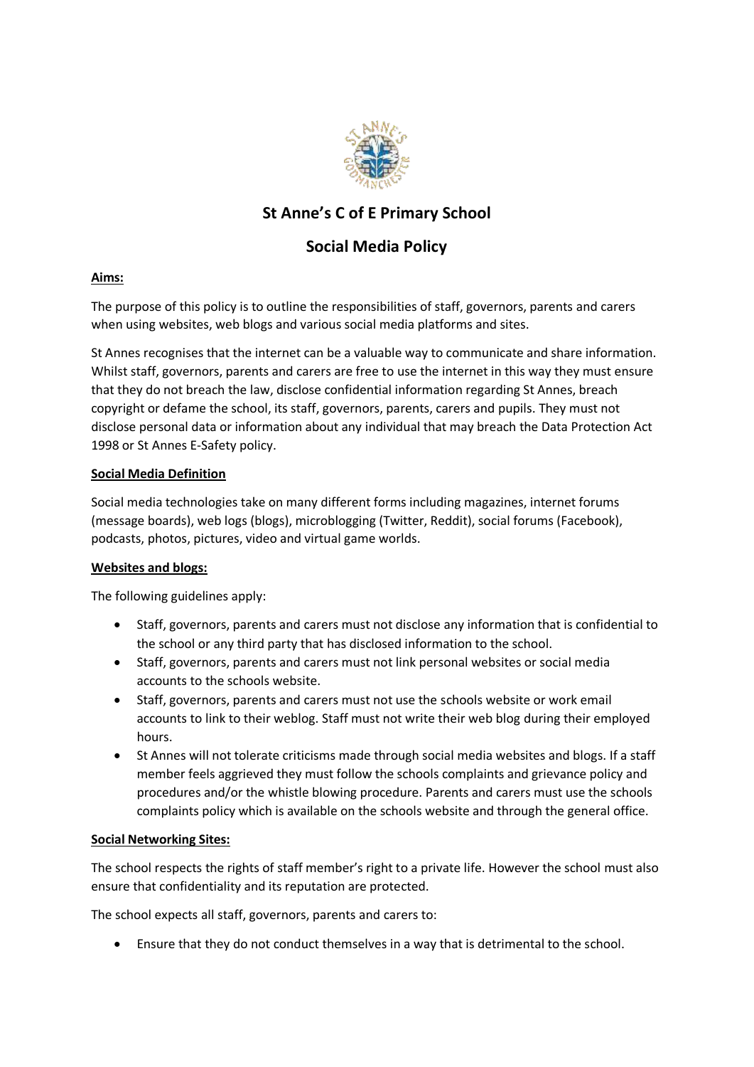# St Anne's C of E Primary School

## Social Media Policy

**Aims:**

The purpose of this policy is to outline the responsibilities of staff, governors, parents and carers when using websites, web blogs and various social media platforms and sites.

St Annes recognises that the internet can be a valuable way to communicate and share information. Whilst staff, governors, parents and carers are free to use the internet in this way they must ensure that they do not breach the law, disclose confidential information regarding St Annes, breach copyright or defame the school, its staff, governors, parents, carers and pupils. They must not disclose personal data or information about any individual that may breach the Data Protection Act 1998 or St Annes E-Safety policy.

**Social Media Definition**

Social media technologies take on many different forms including magazines, internet forums (message boards), web logs (blogs), microblogging (Twitter, Reddit), social forums (Facebook), podcasts, photos, pictures, video and virtual game worlds.

**Websites and blogs:**

The following guidelines apply:

- Staff, governors, parents and carers must not disclose any information that is confidential to the school or any third party that has disclosed information to the school.
- Staff, governors, parents and carers must not link personal websites or social media accounts to the schools website.
- Staff, governors, parents and carers must not use the schools website or work email accounts to link to their weblog. Staff must not write their web blog during their employed hours.
- St Annes will not tolerate criticisms made through social media websites and blogs. If a staff member feels aggrieved they must follow the schools complaints and grievance policy and procedures and/or the whistle blowing procedure. Parents and carers must use the schools complaints policy which is available on the schools website and through the general office.

**Social Networking Sites:**

The school respects the rights of staff member's right to a private life. However the school must also ensure that confidentiality and its reputation are protected.

The school expects all staff, governors, parents and carers to:

- Ensure that they do not conduct themselves in a way that is detrimental to the school.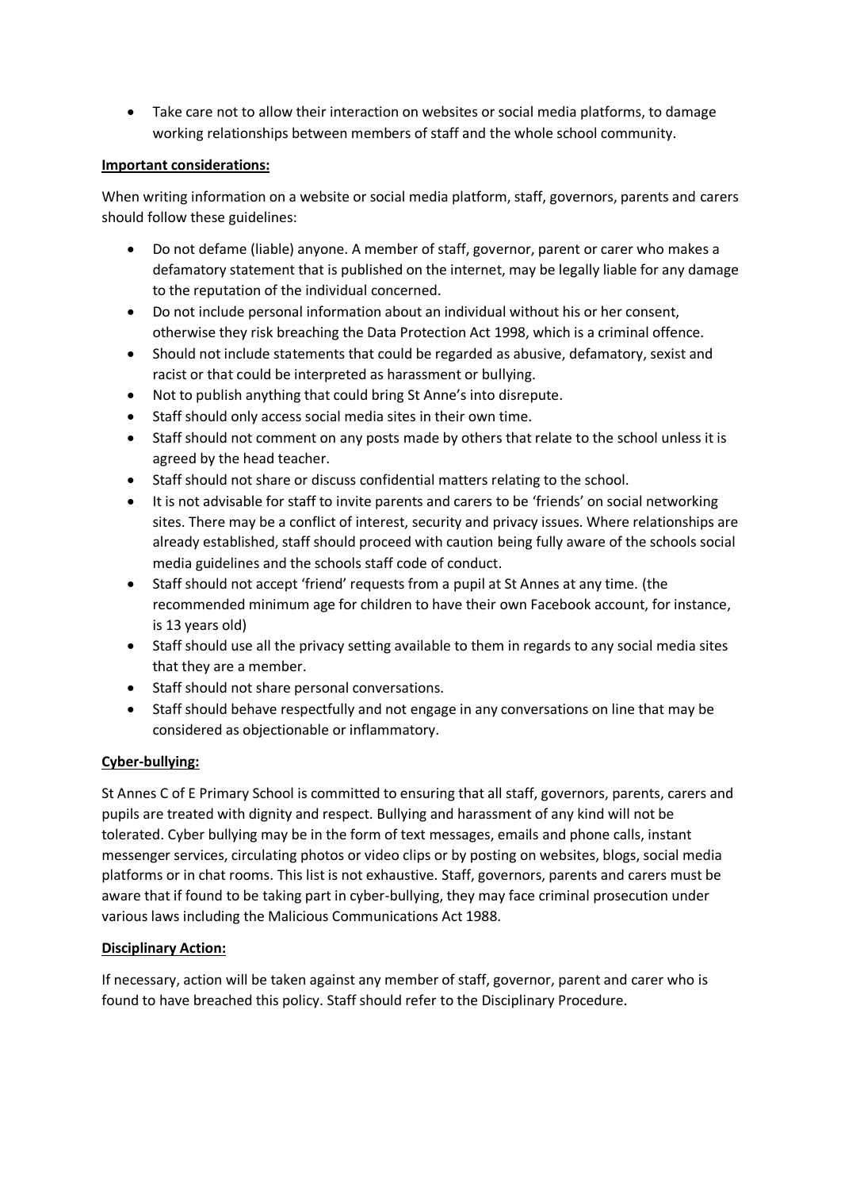- Take care not to allow their interaction on websites or social media platforms, to damage working relationships between members of staff and the whole school community.

**Important considerations:**

When writing information on a website or social media platform, staff, governors, parents and carers should follow these guidelines:

- Do not defame (liable) anyone. A member of staff, governor, parent or carer who makes a defamatory statement that is published on the internet, may be legally liable for any damage to the reputation of the individual concerned.
- Do not include personal information about an individual without his or her consent, otherwise they risk breaching the Data Protection Act 1998, which is a criminal offence.
- Should not include statements that could be regarded as abusive, defamatory, sexist and racist or that could be interpreted as harassment or bullying.
- Not to publish anything that could bring St Anne's into disrepute.
- Staff should only access social media sites in their own time.
- Staff should not comment on any posts made by others that relate to the school unless it is agreed by the head teacher.
- Staff should not share or discuss confidential matters relating to the school.
- It is not advisable for staff to invite parents and carers to be 'friends' on social networking sites. There may be a conflict of interest, security and privacy issues. Where relationships are already established, staff should proceed with caution being fully aware of the schools social media guidelines and the schools staff code of conduct.
- Staff should not accept 'friend' requests from a pupil at St Annes at any time. (the recommended minimum age for children to have their own Facebook account, for instance, is 13 years old)
- Staff should use all the privacy setting available to them in regards to any social media sites that they are a member.
- Staff should not share personal conversations.
- Staff should behave respectfully and not engage in any conversations on line that may be considered as objectionable or inflammatory.

**Cyber-bullying:**

St Annes C of E Primary School is committed to ensuring that all staff, governors, parents, carers and pupils are treated with dignity and respect. Bullying and harassment of any kind will not be tolerated. Cyber bullying may be in the form of text messages, emails and phone calls, instant messenger services, circulating photos or video clips or by posting on websites, blogs, social media platforms or in chat rooms. This list is not exhaustive. Staff, governors, parents and carers must be aware that if found to be taking part in cyber-bullying, they may face criminal prosecution under various laws including the Malicious Communications Act 1988.

**Disciplinary Action:**

If necessary, action will be taken against any member of staff, governor, parent and carer who is found to have breached this policy. Staff should refer to the Disciplinary Procedure.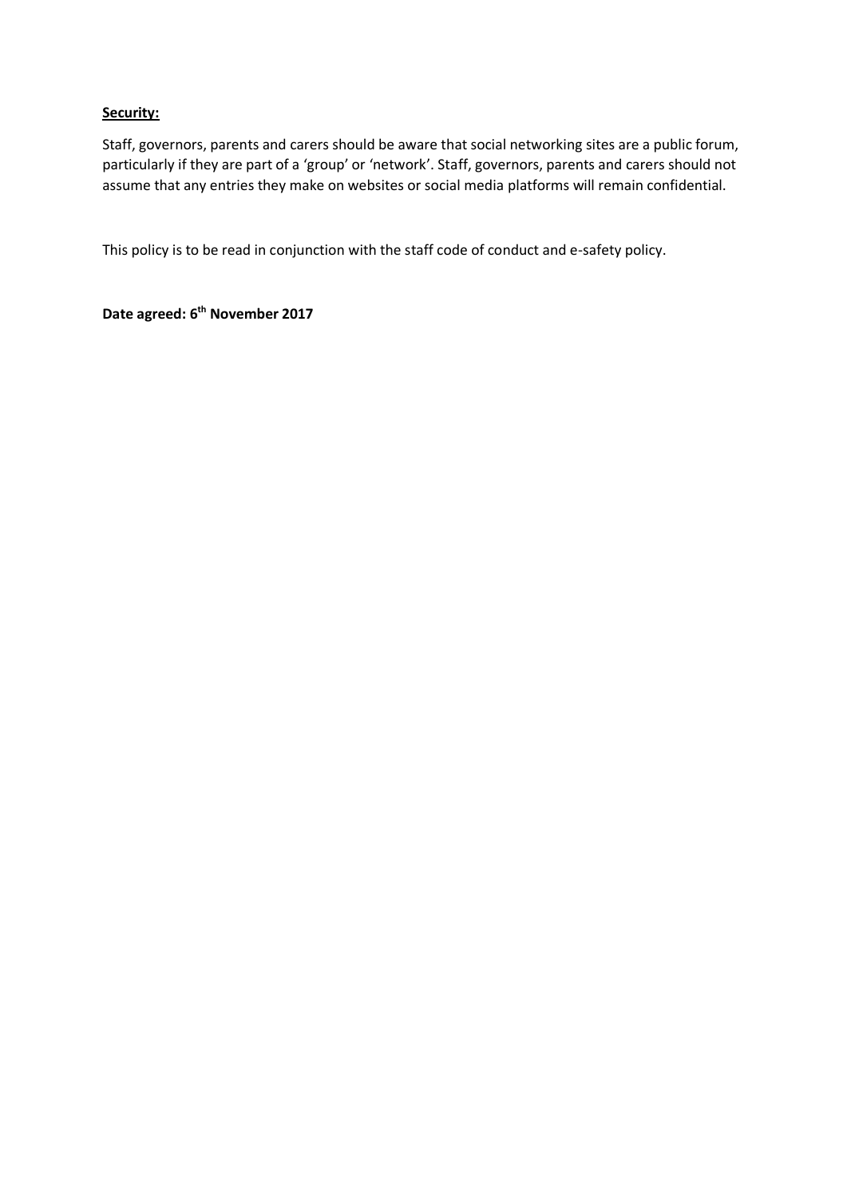**Security:**

Staff, governors, parents and carers should be aware that social networking sites are a public forum, particularly if they are part of a 'group' or 'network'. Staff, governors, parents and carers should not assume that any entries they make on websites or social media platforms will remain confidential.

This policy is to be read in conjunction with the staff code of conduct and e-safety policy.

**Date agreed: 6th November 2017**